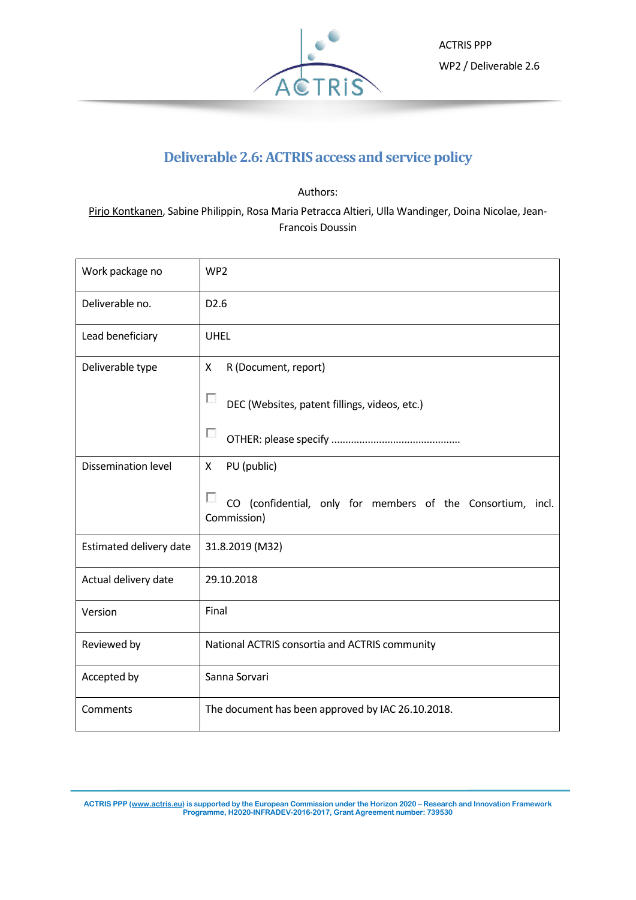# Deliverable 2.6: ACTRIS access and service policy

Authors:

Pirjo Kontkanen, Sabine Philippin, Rosa Maria Petracca Altieri, Ulla Wandinger, Doina Nicolae, Jean-Francois Doussin

| | |
|---|---|
| Work package no | WP2 |
| Deliverable no. | D2.6 |
| Lead beneficiary | UHEL |
| Deliverable type | X R (Document, report)<br>☐ DEC (Websites, patent fillings, videos, etc.)<br>☐ OTHER: please specify ............................................. |
| Dissemination level | X PU (public)<br>☐ CO (confidential, only for members of the Consortium, incl. Commission) |
| Estimated delivery date | 31.8.2019 (M32) |
| Actual delivery date | 29.10.2018 |
| Version | Final |
| Reviewed by | National ACTRIS consortia and ACTRIS community |
| Accepted by | Sanna Sorvari |
| Comments | The document has been approved by IAC 26.10.2018. |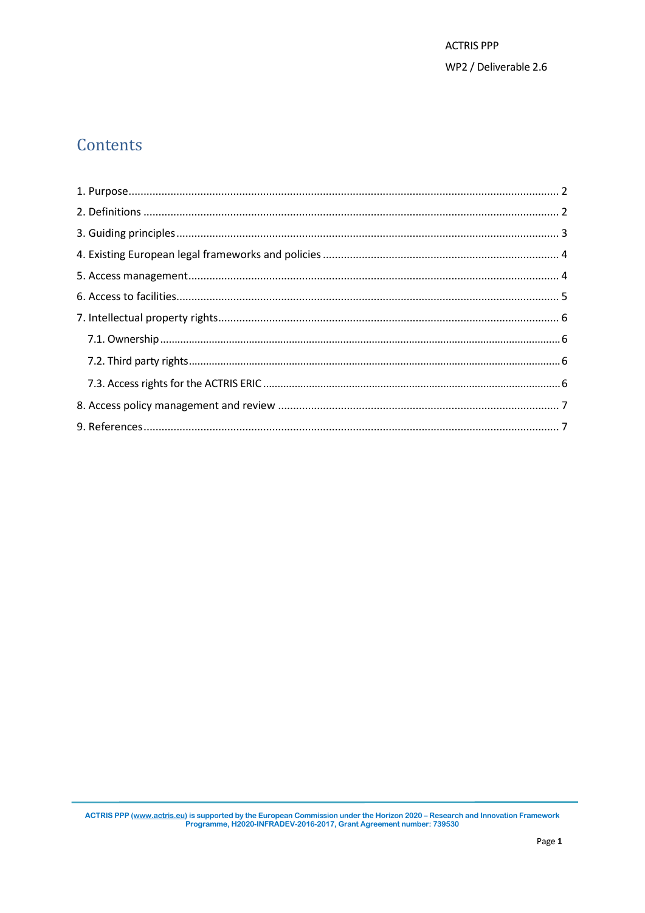# Contents

1. Purpose .......... 2
2. Definitions .......... 2
3. Guiding principles .......... 3
4. Existing European legal frameworks and policies .......... 4
5. Access management .......... 4
6. Access to facilities .......... 5
7. Intellectual property rights .......... 6
   - 7.1. Ownership .......... 6
   - 7.2. Third party rights .......... 6
   - 7.3. Access rights for the ACTRIS ERIC .......... 6
8. Access policy management and review .......... 7
9. References .......... 7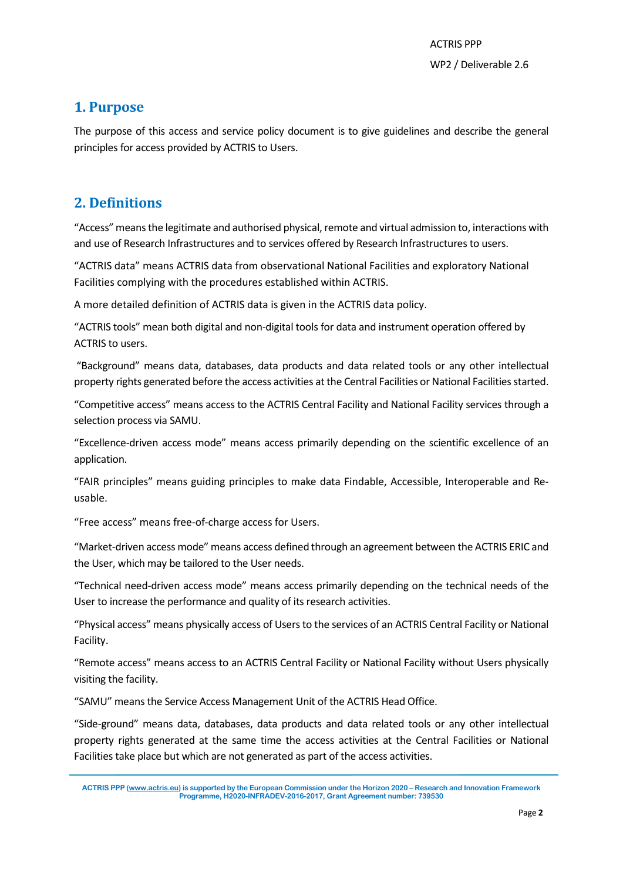## 1. Purpose

The purpose of this access and service policy document is to give guidelines and describe the general principles for access provided by ACTRIS to Users.

## 2. Definitions

"Access" means the legitimate and authorised physical, remote and virtual admission to, interactions with and use of Research Infrastructures and to services offered by Research Infrastructures to users.

"ACTRIS data" means ACTRIS data from observational National Facilities and exploratory National Facilities complying with the procedures established within ACTRIS.

A more detailed definition of ACTRIS data is given in the ACTRIS data policy.

"ACTRIS tools" mean both digital and non-digital tools for data and instrument operation offered by ACTRIS to users.

"Background" means data, databases, data products and data related tools or any other intellectual property rights generated before the access activities at the Central Facilities or National Facilities started.

"Competitive access" means access to the ACTRIS Central Facility and National Facility services through a selection process via SAMU.

"Excellence-driven access mode" means access primarily depending on the scientific excellence of an application.

"FAIR principles" means guiding principles to make data Findable, Accessible, Interoperable and Re-usable.

"Free access" means free-of-charge access for Users.

"Market-driven access mode" means access defined through an agreement between the ACTRIS ERIC and the User, which may be tailored to the User needs.

"Technical need-driven access mode" means access primarily depending on the technical needs of the User to increase the performance and quality of its research activities.

"Physical access" means physically access of Users to the services of an ACTRIS Central Facility or National Facility.

"Remote access" means access to an ACTRIS Central Facility or National Facility without Users physically visiting the facility.

"SAMU" means the Service Access Management Unit of the ACTRIS Head Office.

"Side-ground" means data, databases, data products and data related tools or any other intellectual property rights generated at the same time the access activities at the Central Facilities or National Facilities take place but which are not generated as part of the access activities.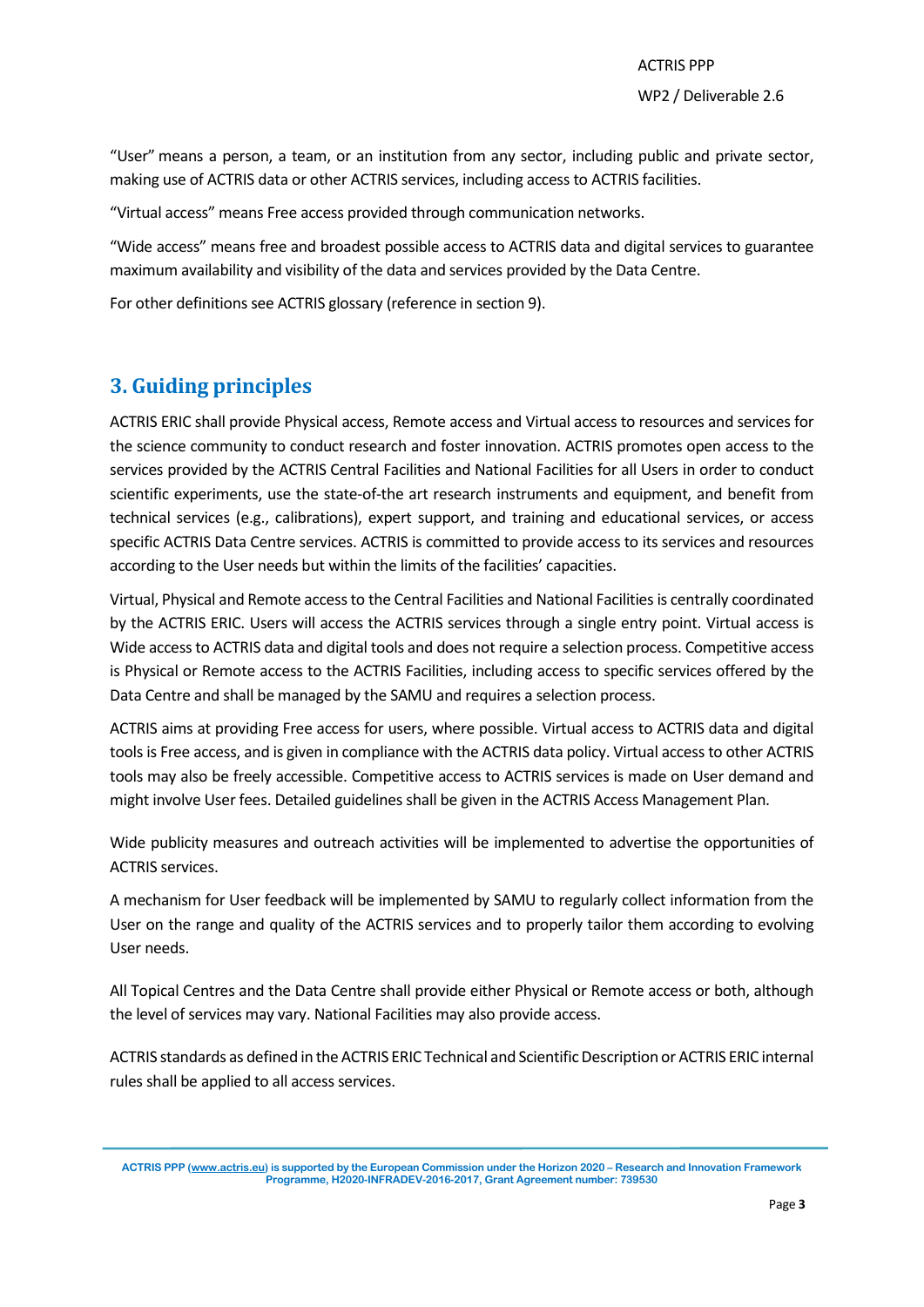"User" means a person, a team, or an institution from any sector, including public and private sector, making use of ACTRIS data or other ACTRIS services, including access to ACTRIS facilities.

"Virtual access" means Free access provided through communication networks.

"Wide access" means free and broadest possible access to ACTRIS data and digital services to guarantee maximum availability and visibility of the data and services provided by the Data Centre.

For other definitions see ACTRIS glossary (reference in section 9).

## 3. Guiding principles

ACTRIS ERIC shall provide Physical access, Remote access and Virtual access to resources and services for the science community to conduct research and foster innovation. ACTRIS promotes open access to the services provided by the ACTRIS Central Facilities and National Facilities for all Users in order to conduct scientific experiments, use the state-of-the art research instruments and equipment, and benefit from technical services (e.g., calibrations), expert support, and training and educational services, or access specific ACTRIS Data Centre services. ACTRIS is committed to provide access to its services and resources according to the User needs but within the limits of the facilities' capacities.

Virtual, Physical and Remote access to the Central Facilities and National Facilities is centrally coordinated by the ACTRIS ERIC. Users will access the ACTRIS services through a single entry point. Virtual access is Wide access to ACTRIS data and digital tools and does not require a selection process. Competitive access is Physical or Remote access to the ACTRIS Facilities, including access to specific services offered by the Data Centre and shall be managed by the SAMU and requires a selection process.

ACTRIS aims at providing Free access for users, where possible. Virtual access to ACTRIS data and digital tools is Free access, and is given in compliance with the ACTRIS data policy. Virtual access to other ACTRIS tools may also be freely accessible. Competitive access to ACTRIS services is made on User demand and might involve User fees. Detailed guidelines shall be given in the ACTRIS Access Management Plan.

Wide publicity measures and outreach activities will be implemented to advertise the opportunities of ACTRIS services.

A mechanism for User feedback will be implemented by SAMU to regularly collect information from the User on the range and quality of the ACTRIS services and to properly tailor them according to evolving User needs.

All Topical Centres and the Data Centre shall provide either Physical or Remote access or both, although the level of services may vary. National Facilities may also provide access.

ACTRIS standards as defined in the ACTRIS ERIC Technical and Scientific Description or ACTRIS ERIC internal rules shall be applied to all access services.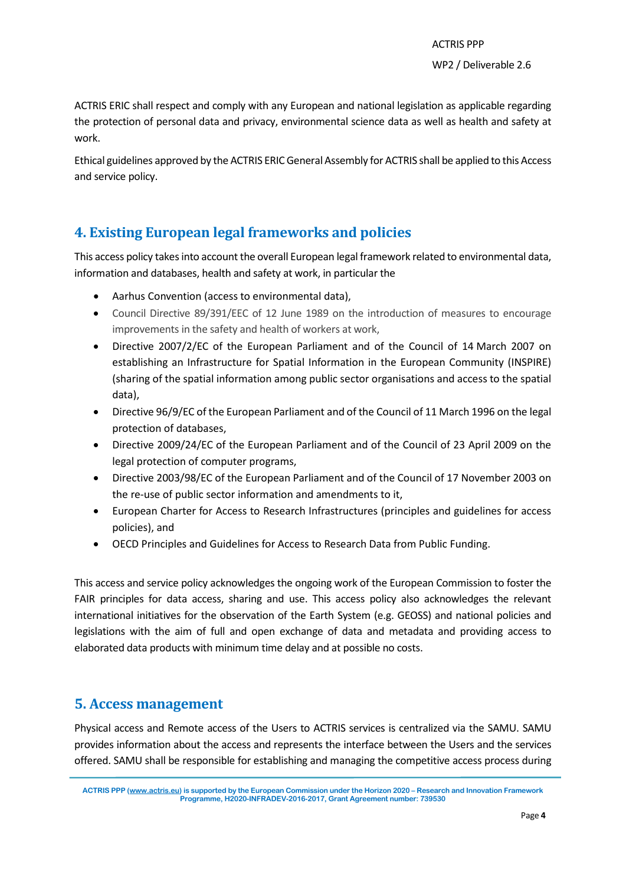ACTRIS ERIC shall respect and comply with any European and national legislation as applicable regarding the protection of personal data and privacy, environmental science data as well as health and safety at work.

Ethical guidelines approved by the ACTRIS ERIC General Assembly for ACTRIS shall be applied to this Access and service policy.

## 4. Existing European legal frameworks and policies

This access policy takes into account the overall European legal framework related to environmental data, information and databases, health and safety at work, in particular the

- Aarhus Convention (access to environmental data),
- Council Directive 89/391/EEC of 12 June 1989 on the introduction of measures to encourage improvements in the safety and health of workers at work,
- Directive 2007/2/EC of the European Parliament and of the Council of 14 March 2007 on establishing an Infrastructure for Spatial Information in the European Community (INSPIRE) (sharing of the spatial information among public sector organisations and access to the spatial data),
- Directive 96/9/EC of the European Parliament and of the Council of 11 March 1996 on the legal protection of databases,
- Directive 2009/24/EC of the European Parliament and of the Council of 23 April 2009 on the legal protection of computer programs,
- Directive 2003/98/EC of the European Parliament and of the Council of 17 November 2003 on the re-use of public sector information and amendments to it,
- European Charter for Access to Research Infrastructures (principles and guidelines for access policies), and
- OECD Principles and Guidelines for Access to Research Data from Public Funding.

This access and service policy acknowledges the ongoing work of the European Commission to foster the FAIR principles for data access, sharing and use. This access policy also acknowledges the relevant international initiatives for the observation of the Earth System (e.g. GEOSS) and national policies and legislations with the aim of full and open exchange of data and metadata and providing access to elaborated data products with minimum time delay and at possible no costs.

## 5. Access management

Physical access and Remote access of the Users to ACTRIS services is centralized via the SAMU. SAMU provides information about the access and represents the interface between the Users and the services offered. SAMU shall be responsible for establishing and managing the competitive access process during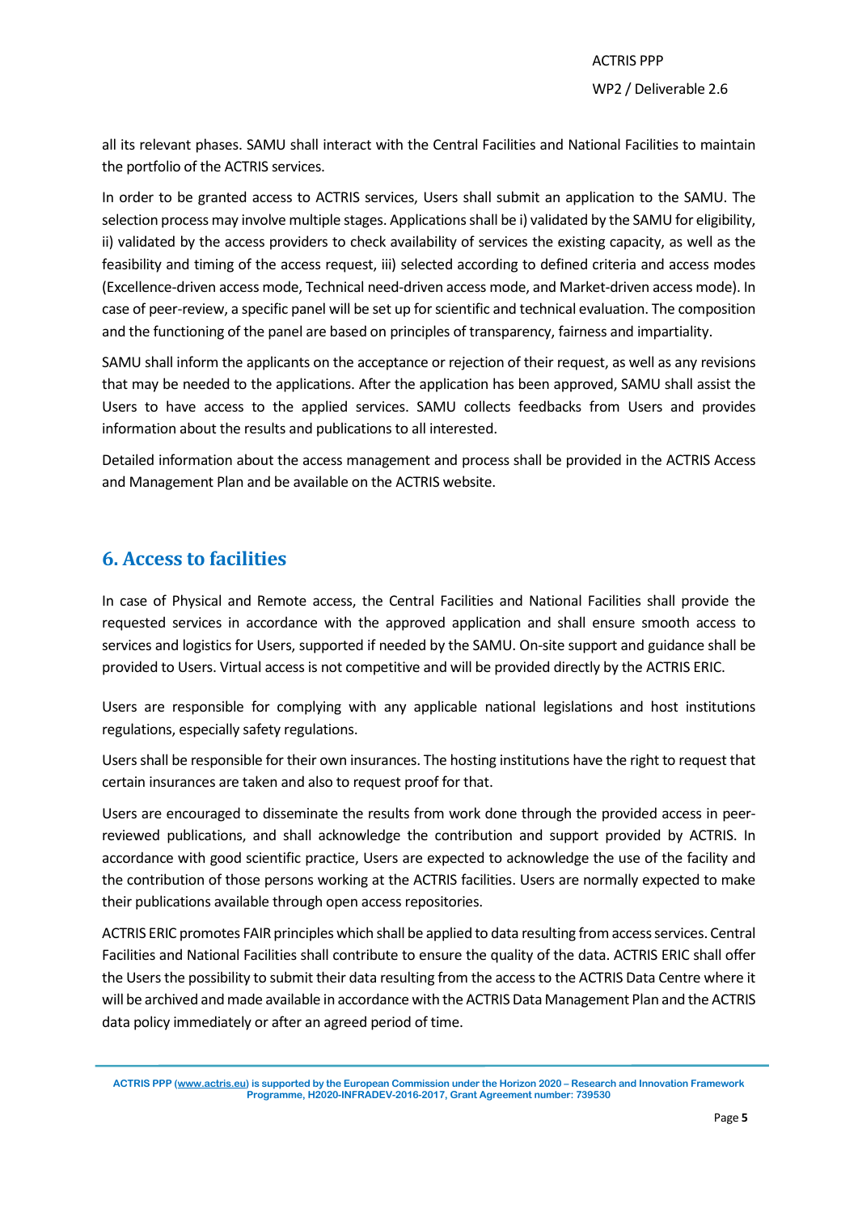all its relevant phases. SAMU shall interact with the Central Facilities and National Facilities to maintain the portfolio of the ACTRIS services.

In order to be granted access to ACTRIS services, Users shall submit an application to the SAMU. The selection process may involve multiple stages. Applications shall be i) validated by the SAMU for eligibility, ii) validated by the access providers to check availability of services the existing capacity, as well as the feasibility and timing of the access request, iii) selected according to defined criteria and access modes (Excellence-driven access mode, Technical need-driven access mode, and Market-driven access mode). In case of peer-review, a specific panel will be set up for scientific and technical evaluation. The composition and the functioning of the panel are based on principles of transparency, fairness and impartiality.

SAMU shall inform the applicants on the acceptance or rejection of their request, as well as any revisions that may be needed to the applications. After the application has been approved, SAMU shall assist the Users to have access to the applied services. SAMU collects feedbacks from Users and provides information about the results and publications to all interested.

Detailed information about the access management and process shall be provided in the ACTRIS Access and Management Plan and be available on the ACTRIS website.

## 6. Access to facilities

In case of Physical and Remote access, the Central Facilities and National Facilities shall provide the requested services in accordance with the approved application and shall ensure smooth access to services and logistics for Users, supported if needed by the SAMU. On-site support and guidance shall be provided to Users. Virtual access is not competitive and will be provided directly by the ACTRIS ERIC.

Users are responsible for complying with any applicable national legislations and host institutions regulations, especially safety regulations.

Users shall be responsible for their own insurances. The hosting institutions have the right to request that certain insurances are taken and also to request proof for that.

Users are encouraged to disseminate the results from work done through the provided access in peer-reviewed publications, and shall acknowledge the contribution and support provided by ACTRIS. In accordance with good scientific practice, Users are expected to acknowledge the use of the facility and the contribution of those persons working at the ACTRIS facilities. Users are normally expected to make their publications available through open access repositories.

ACTRIS ERIC promotes FAIR principles which shall be applied to data resulting from access services. Central Facilities and National Facilities shall contribute to ensure the quality of the data. ACTRIS ERIC shall offer the Users the possibility to submit their data resulting from the access to the ACTRIS Data Centre where it will be archived and made available in accordance with the ACTRIS Data Management Plan and the ACTRIS data policy immediately or after an agreed period of time.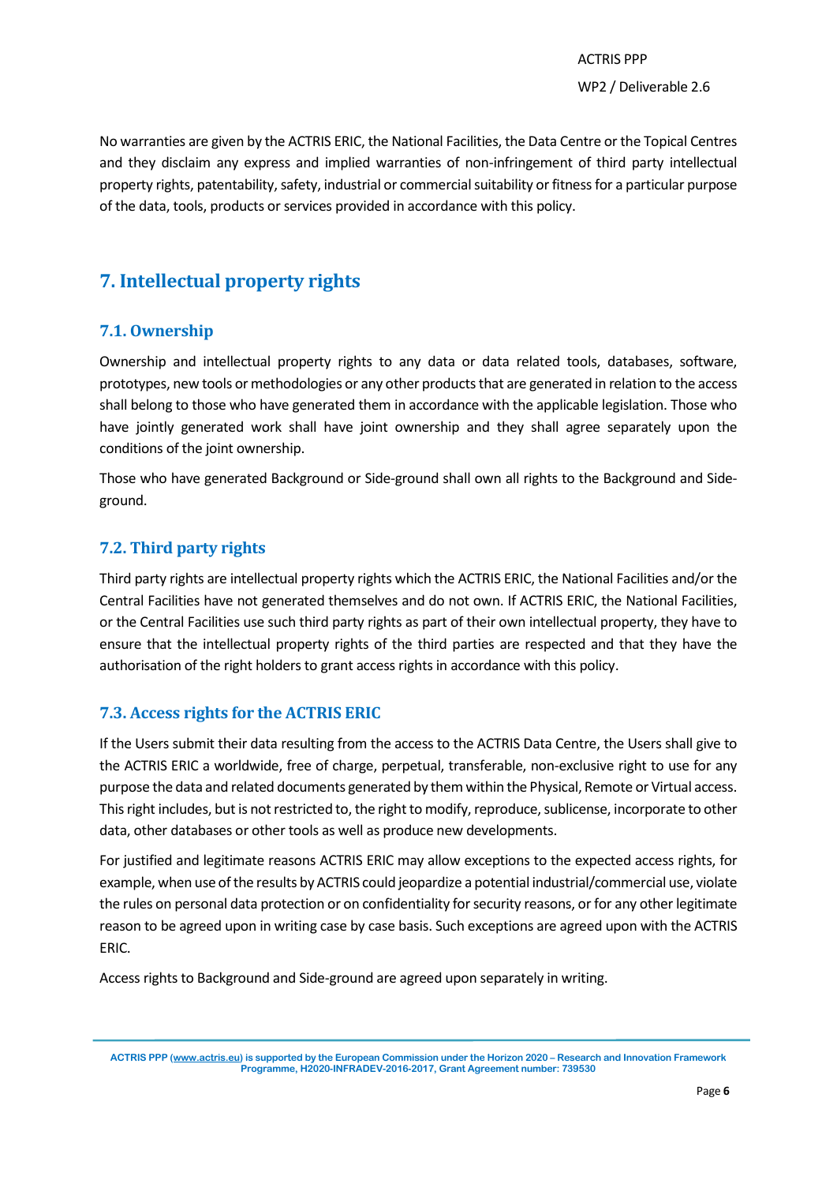No warranties are given by the ACTRIS ERIC, the National Facilities, the Data Centre or the Topical Centres and they disclaim any express and implied warranties of non-infringement of third party intellectual property rights, patentability, safety, industrial or commercial suitability or fitness for a particular purpose of the data, tools, products or services provided in accordance with this policy.

# 7. Intellectual property rights

## 7.1. Ownership

Ownership and intellectual property rights to any data or data related tools, databases, software, prototypes, new tools or methodologies or any other products that are generated in relation to the access shall belong to those who have generated them in accordance with the applicable legislation. Those who have jointly generated work shall have joint ownership and they shall agree separately upon the conditions of the joint ownership.

Those who have generated Background or Side-ground shall own all rights to the Background and Side-ground.

## 7.2. Third party rights

Third party rights are intellectual property rights which the ACTRIS ERIC, the National Facilities and/or the Central Facilities have not generated themselves and do not own. If ACTRIS ERIC, the National Facilities, or the Central Facilities use such third party rights as part of their own intellectual property, they have to ensure that the intellectual property rights of the third parties are respected and that they have the authorisation of the right holders to grant access rights in accordance with this policy.

## 7.3. Access rights for the ACTRIS ERIC

If the Users submit their data resulting from the access to the ACTRIS Data Centre, the Users shall give to the ACTRIS ERIC a worldwide, free of charge, perpetual, transferable, non-exclusive right to use for any purpose the data and related documents generated by them within the Physical, Remote or Virtual access. This right includes, but is not restricted to, the right to modify, reproduce, sublicense, incorporate to other data, other databases or other tools as well as produce new developments.

For justified and legitimate reasons ACTRIS ERIC may allow exceptions to the expected access rights, for example, when use of the results by ACTRIS could jeopardize a potential industrial/commercial use, violate the rules on personal data protection or on confidentiality for security reasons, or for any other legitimate reason to be agreed upon in writing case by case basis. Such exceptions are agreed upon with the ACTRIS ERIC.

Access rights to Background and Side-ground are agreed upon separately in writing.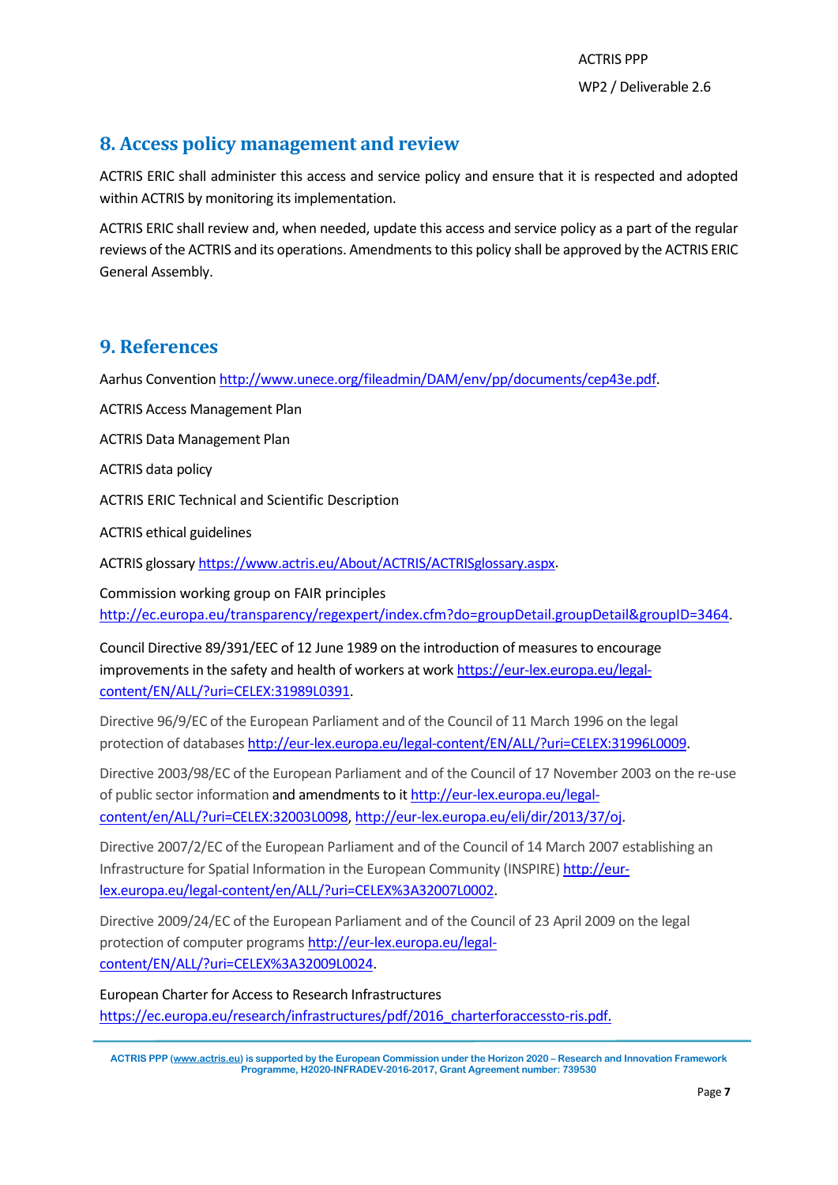## 8. Access policy management and review

ACTRIS ERIC shall administer this access and service policy and ensure that it is respected and adopted within ACTRIS by monitoring its implementation.

ACTRIS ERIC shall review and, when needed, update this access and service policy as a part of the regular reviews of the ACTRIS and its operations. Amendments to this policy shall be approved by the ACTRIS ERIC General Assembly.

## 9. References

Aarhus Convention http://www.unece.org/fileadmin/DAM/env/pp/documents/cep43e.pdf.

ACTRIS Access Management Plan

ACTRIS Data Management Plan

ACTRIS data policy

ACTRIS ERIC Technical and Scientific Description

ACTRIS ethical guidelines

ACTRIS glossary https://www.actris.eu/About/ACTRIS/ACTRISglossary.aspx.

Commission working group on FAIR principles http://ec.europa.eu/transparency/regexpert/index.cfm?do=groupDetail.groupDetail&groupID=3464.

Council Directive 89/391/EEC of 12 June 1989 on the introduction of measures to encourage improvements in the safety and health of workers at work https://eur-lex.europa.eu/legal-content/EN/ALL/?uri=CELEX:31989L0391.

Directive 96/9/EC of the European Parliament and of the Council of 11 March 1996 on the legal protection of databases http://eur-lex.europa.eu/legal-content/EN/ALL/?uri=CELEX:31996L0009.

Directive 2003/98/EC of the European Parliament and of the Council of 17 November 2003 on the re-use of public sector information and amendments to it http://eur-lex.europa.eu/legal-content/en/ALL/?uri=CELEX:32003L0098, http://eur-lex.europa.eu/eli/dir/2013/37/oj.

Directive 2007/2/EC of the European Parliament and of the Council of 14 March 2007 establishing an Infrastructure for Spatial Information in the European Community (INSPIRE) http://eur-lex.europa.eu/legal-content/en/ALL/?uri=CELEX%3A32007L0002.

Directive 2009/24/EC of the European Parliament and of the Council of 23 April 2009 on the legal protection of computer programs http://eur-lex.europa.eu/legal-content/EN/ALL/?uri=CELEX%3A32009L0024.

European Charter for Access to Research Infrastructures https://ec.europa.eu/research/infrastructures/pdf/2016_charterforaccessto-ris.pdf.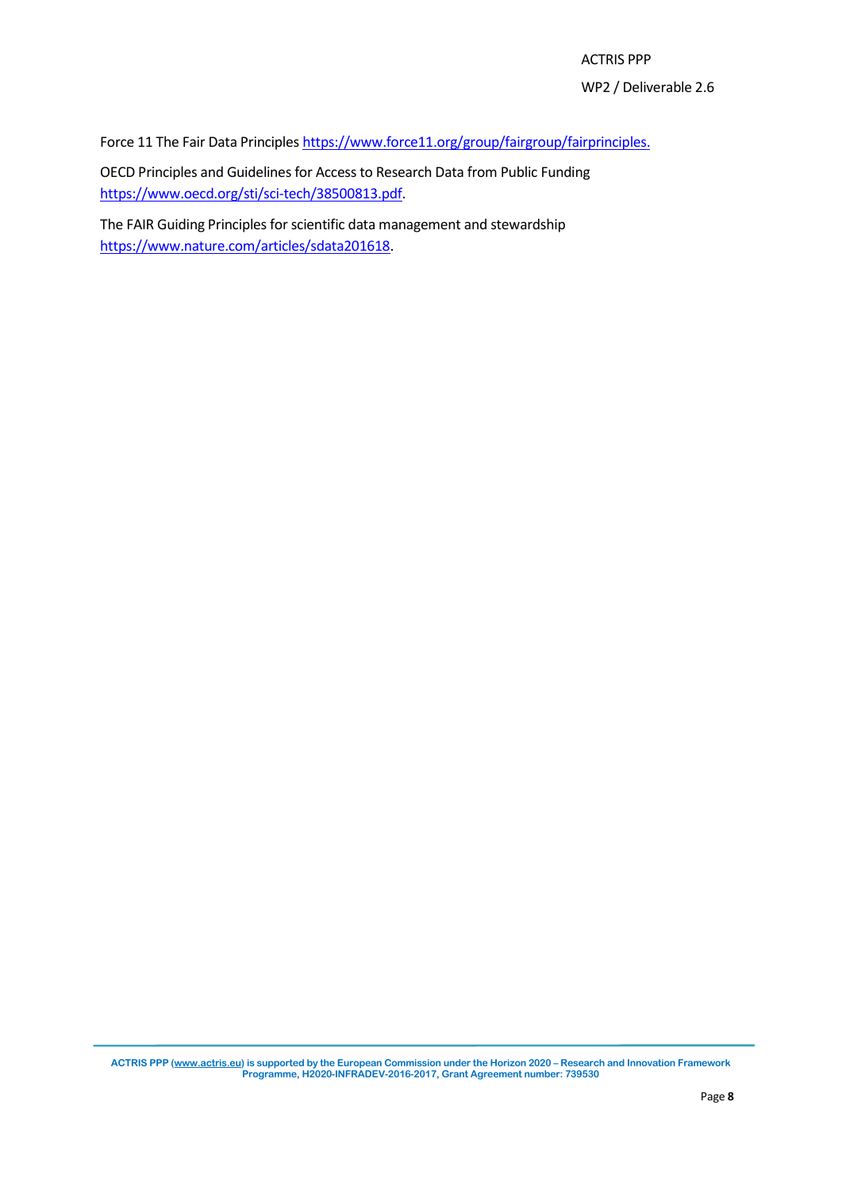Force 11 The Fair Data Principles https://www.force11.org/group/fairgroup/fairprinciples.

OECD Principles and Guidelines for Access to Research Data from Public Funding https://www.oecd.org/sti/sci-tech/38500813.pdf.

The FAIR Guiding Principles for scientific data management and stewardship https://www.nature.com/articles/sdata201618.